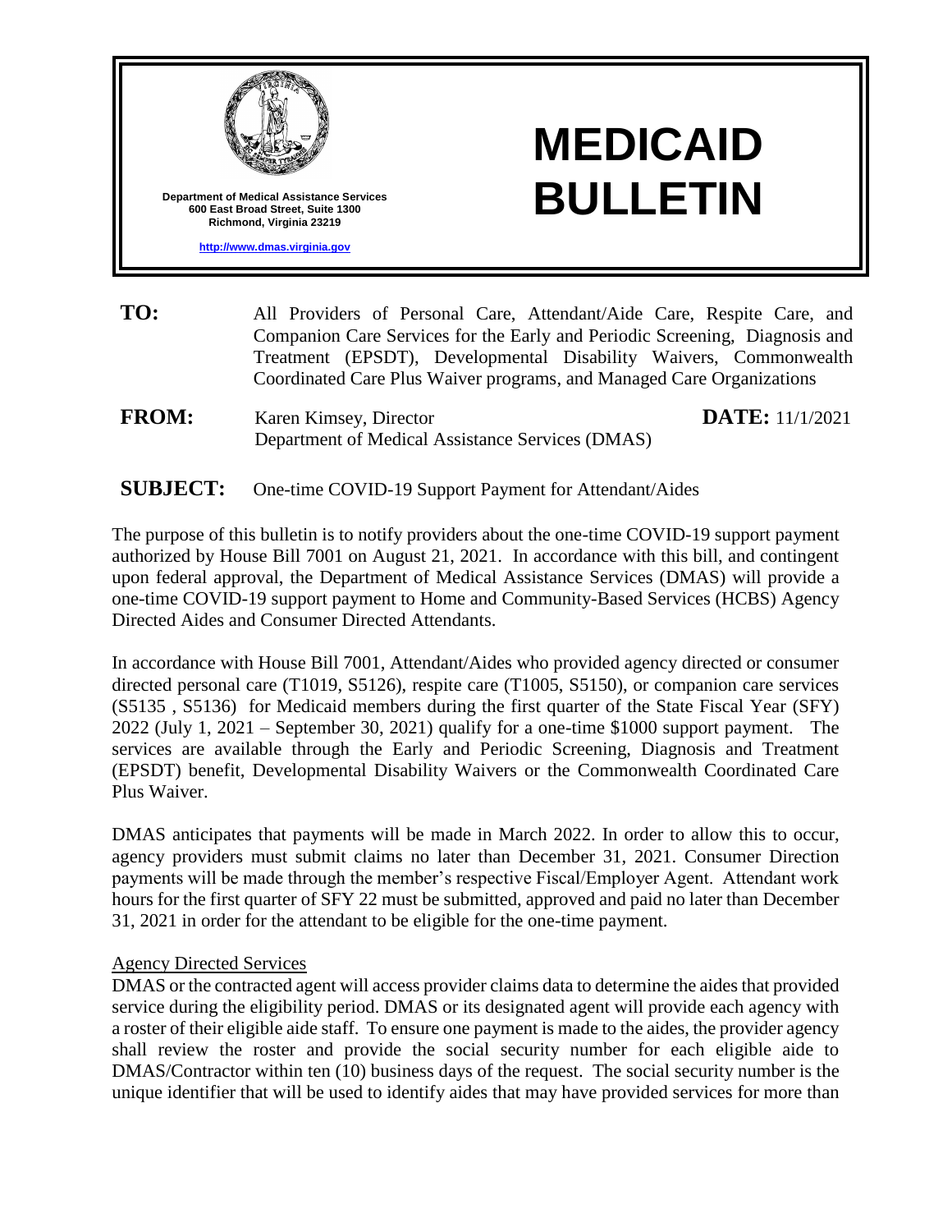Department of Medical Assistance Services
600 East Broad Street, Suite 1300
Richmond, Virginia 23219

http://www.dmas.virginia.gov

# MEDICAID BULLETIN

**TO:** All Providers of Personal Care, Attendant/Aide Care, Respite Care, and Companion Care Services for the Early and Periodic Screening, Diagnosis and Treatment (EPSDT), Developmental Disability Waivers, Commonwealth Coordinated Care Plus Waiver programs, and Managed Care Organizations

**FROM:** Karen Kimsey, Director
Department of Medical Assistance Services (DMAS)

**DATE:** 11/1/2021

**SUBJECT:** One-time COVID-19 Support Payment for Attendant/Aides

The purpose of this bulletin is to notify providers about the one-time COVID-19 support payment authorized by House Bill 7001 on August 21, 2021. In accordance with this bill, and contingent upon federal approval, the Department of Medical Assistance Services (DMAS) will provide a one-time COVID-19 support payment to Home and Community-Based Services (HCBS) Agency Directed Aides and Consumer Directed Attendants.

In accordance with House Bill 7001, Attendant/Aides who provided agency directed or consumer directed personal care (T1019, S5126), respite care (T1005, S5150), or companion care services (S5135 , S5136) for Medicaid members during the first quarter of the State Fiscal Year (SFY) 2022 (July 1, 2021 – September 30, 2021) qualify for a one-time \$1000 support payment. The services are available through the Early and Periodic Screening, Diagnosis and Treatment (EPSDT) benefit, Developmental Disability Waivers or the Commonwealth Coordinated Care Plus Waiver.

DMAS anticipates that payments will be made in March 2022. In order to allow this to occur, agency providers must submit claims no later than December 31, 2021. Consumer Direction payments will be made through the member's respective Fiscal/Employer Agent. Attendant work hours for the first quarter of SFY 22 must be submitted, approved and paid no later than December 31, 2021 in order for the attendant to be eligible for the one-time payment.

<u>Agency Directed Services</u>

DMAS or the contracted agent will access provider claims data to determine the aides that provided service during the eligibility period. DMAS or its designated agent will provide each agency with a roster of their eligible aide staff. To ensure one payment is made to the aides, the provider agency shall review the roster and provide the social security number for each eligible aide to DMAS/Contractor within ten (10) business days of the request. The social security number is the unique identifier that will be used to identify aides that may have provided services for more than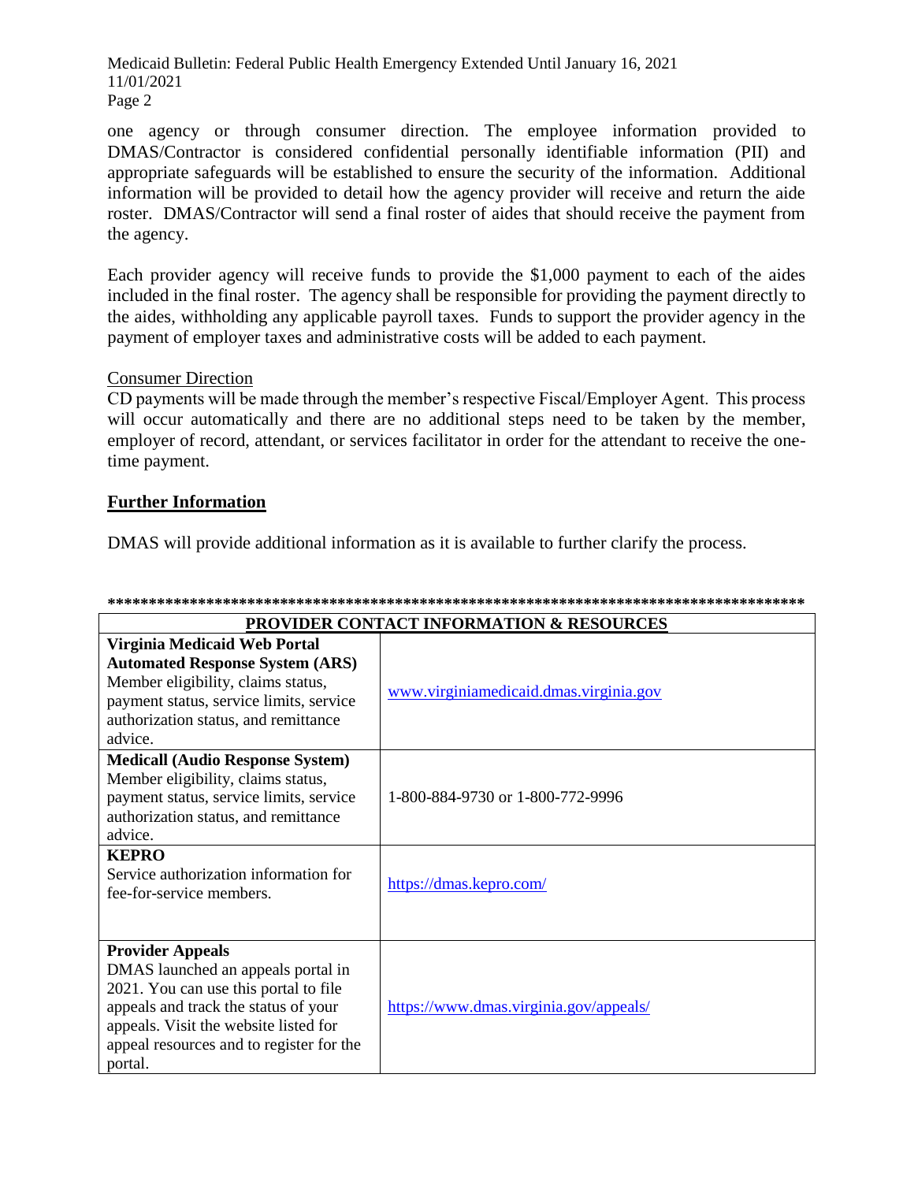one agency or through consumer direction. The employee information provided to DMAS/Contractor is considered confidential personally identifiable information (PII) and appropriate safeguards will be established to ensure the security of the information. Additional information will be provided to detail how the agency provider will receive and return the aide roster. DMAS/Contractor will send a final roster of aides that should receive the payment from the agency.

Each provider agency will receive funds to provide the $1,000 payment to each of the aides included in the final roster. The agency shall be responsible for providing the payment directly to the aides, withholding any applicable payroll taxes. Funds to support the provider agency in the payment of employer taxes and administrative costs will be added to each payment.

Consumer Direction

CD payments will be made through the member's respective Fiscal/Employer Agent. This process will occur automatically and there are no additional steps need to be taken by the member, employer of record, attendant, or services facilitator in order for the attendant to receive the one-time payment.

## Further Information

DMAS will provide additional information as it is available to further clarify the process.

**************************************************************************************

| PROVIDER CONTACT INFORMATION & RESOURCES | |
|---|---|
| **Virginia Medicaid Web Portal Automated Response System (ARS)** Member eligibility, claims status, payment status, service limits, service authorization status, and remittance advice. | www.virginiamedicaid.dmas.virginia.gov |
| **Medicall (Audio Response System)** Member eligibility, claims status, payment status, service limits, service authorization status, and remittance advice. | 1-800-884-9730 or 1-800-772-9996 |
| **KEPRO** Service authorization information for fee-for-service members. | https://dmas.kepro.com/ |
| **Provider Appeals** DMAS launched an appeals portal in 2021. You can use this portal to file appeals and track the status of your appeals. Visit the website listed for appeal resources and to register for the portal. | https://www.dmas.virginia.gov/appeals/ |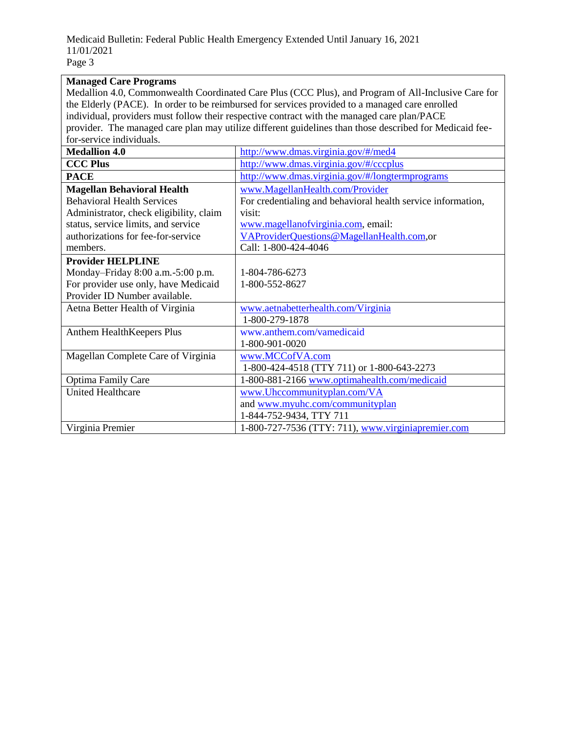| Managed Care Programs<br>Medallion 4.0, Commonwealth Coordinated Care Plus (CCC Plus), and Program of All-Inclusive Care for the Elderly (PACE). In order to be reimbursed for services provided to a managed care enrolled individual, providers must follow their respective contract with the managed care plan/PACE provider. The managed care plan may utilize different guidelines than those described for Medicaid fee-for-service individuals. | |
|---|---|
| **Medallion 4.0** | http://www.dmas.virginia.gov/#/med4 |
| **CCC Plus** | http://www.dmas.virginia.gov/#/cccplus |
| **PACE** | http://www.dmas.virginia.gov/#/longtermprograms |
| **Magellan Behavioral Health**<br>Behavioral Health Services Administrator, check eligibility, claim status, service limits, and service authorizations for fee-for-service members. | www.MagellanHealth.com/Provider<br>For credentialing and behavioral health service information, visit:<br>www.magellanofvirginia.com, email:<br>VAProviderQuestions@MagellanHealth.com,or<br>Call: 1-800-424-4046 |
| **Provider HELPLINE**<br>Monday–Friday 8:00 a.m.-5:00 p.m.<br>For provider use only, have Medicaid Provider ID Number available. | 1-804-786-6273<br>1-800-552-8627 |
| Aetna Better Health of Virginia | www.aetnabetterhealth.com/Virginia<br>1-800-279-1878 |
| Anthem HealthKeepers Plus | www.anthem.com/vamedicaid<br>1-800-901-0020 |
| Magellan Complete Care of Virginia | www.MCCofVA.com<br>1-800-424-4518 (TTY 711) or 1-800-643-2273 |
| Optima Family Care | 1-800-881-2166 www.optimahealth.com/medicaid |
| United Healthcare | www.Uhccommunityplan.com/VA<br>and www.myuhc.com/communityplan<br>1-844-752-9434, TTY 711 |
| Virginia Premier | 1-800-727-7536 (TTY: 711), www.virginiapremier.com |